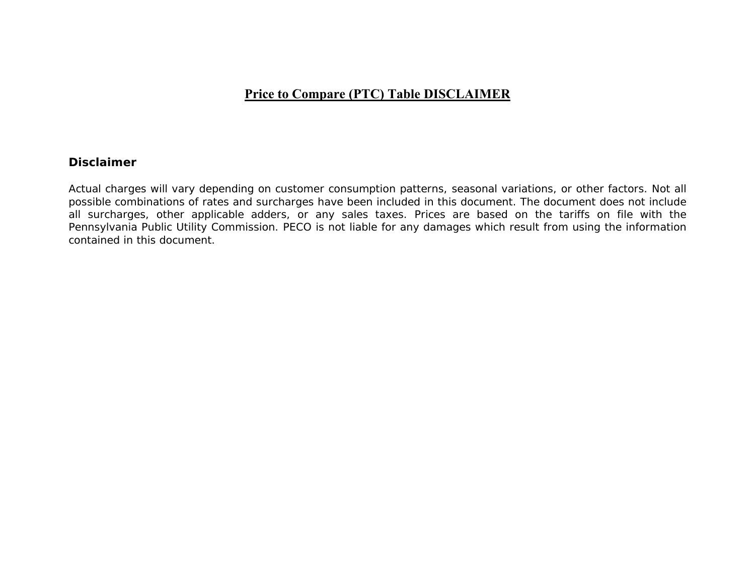# Price to Compare (PTC) Table DISCLAIMER

## Disclaimer

Actual charges will vary depending on customer consumption patterns, seasonal variations, or other factors. Not all possible combinations of rates and surcharges have been included in this document. The document does not include all surcharges, other applicable adders, or any sales taxes. Prices are based on the tariffs on file with the Pennsylvania Public Utility Commission. PECO is not liable for any damages which result from using the information contained in this document.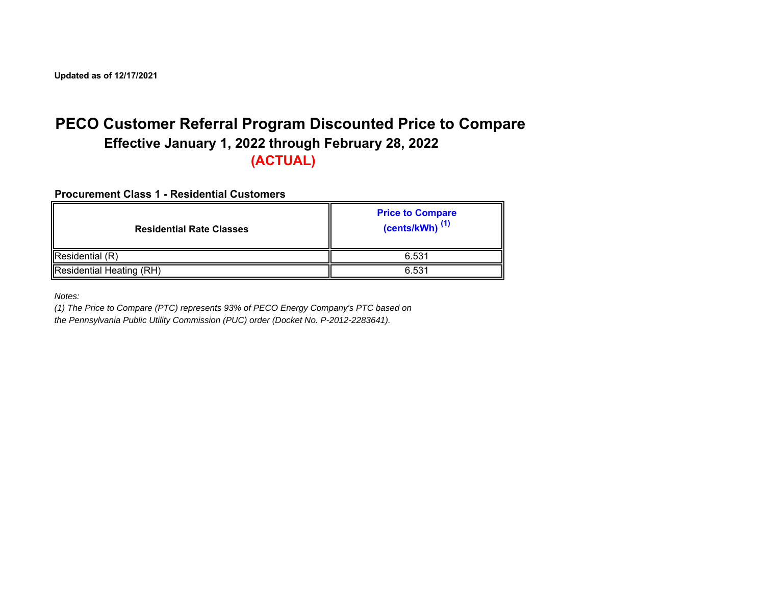**Updated as of 12/17/2021**

# PECO Customer Referral Program Discounted Price to Compare

## Effective January 1, 2022 through February 28, 2022

## (ACTUAL)

**Procurement Class 1 - Residential Customers**

| Residential Rate Classes | Price to Compare (cents/kWh) (1) |
|---|---|
| Residential (R) | 6.531 |
| Residential Heating (RH) | 6.531 |

*Notes:*

*(1) The Price to Compare (PTC) represents 93% of PECO Energy Company's PTC based on the Pennsylvania Public Utility Commission (PUC) order (Docket No. P-2012-2283641).*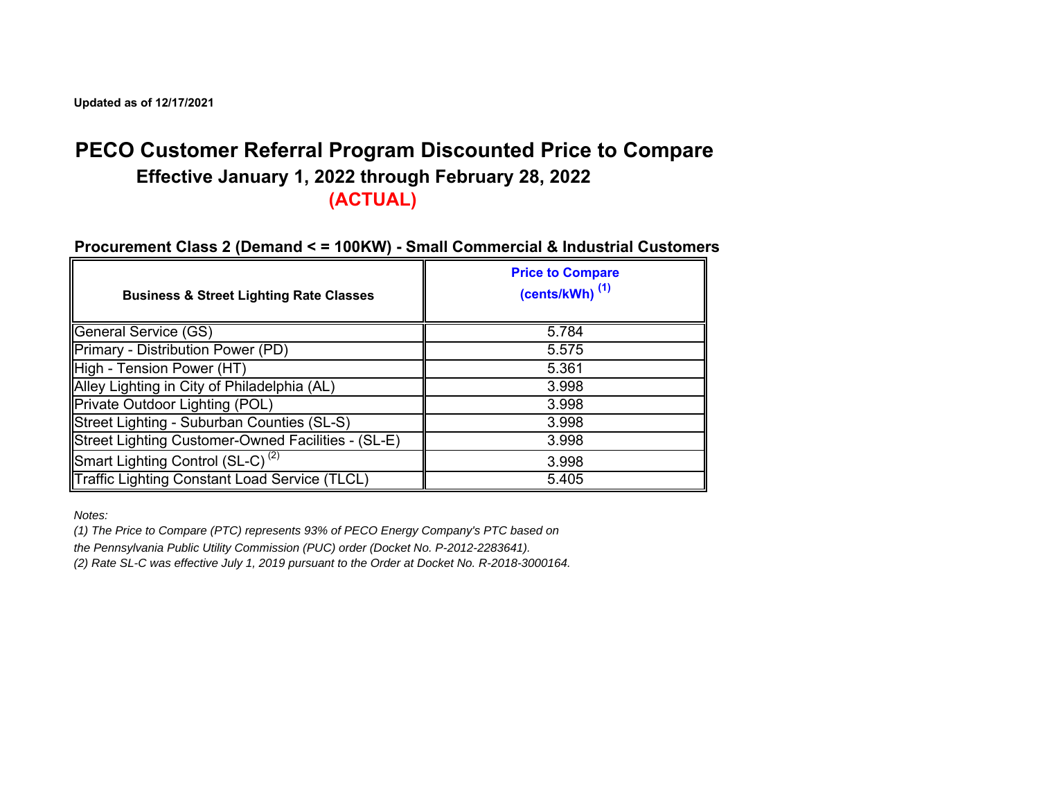**Updated as of 12/17/2021**

# PECO Customer Referral Program Discounted Price to Compare

## Effective January 1, 2022 through February 28, 2022

## (ACTUAL)

### Procurement Class 2 (Demand < = 100KW) - Small Commercial & Industrial Customers

| Business & Street Lighting Rate Classes | Price to Compare (cents/kWh) [1] |
|---|---|
| General Service (GS) | 5.784 |
| Primary - Distribution Power (PD) | 5.575 |
| High - Tension Power (HT) | 5.361 |
| Alley Lighting in City of Philadelphia (AL) | 3.998 |
| Private Outdoor Lighting (POL) | 3.998 |
| Street Lighting - Suburban Counties (SL-S) | 3.998 |
| Street Lighting Customer-Owned Facilities - (SL-E) | 3.998 |
| Smart Lighting Control (SL-C) [2] | 3.998 |
| Traffic Lighting Constant Load Service (TLCL) | 5.405 |

*Notes:*

*(1) The Price to Compare (PTC) represents 93% of PECO Energy Company's PTC based on the Pennsylvania Public Utility Commission (PUC) order (Docket No. P-2012-2283641).*

*(2) Rate SL-C was effective July 1, 2019 pursuant to the Order at Docket No. R-2018-3000164.*